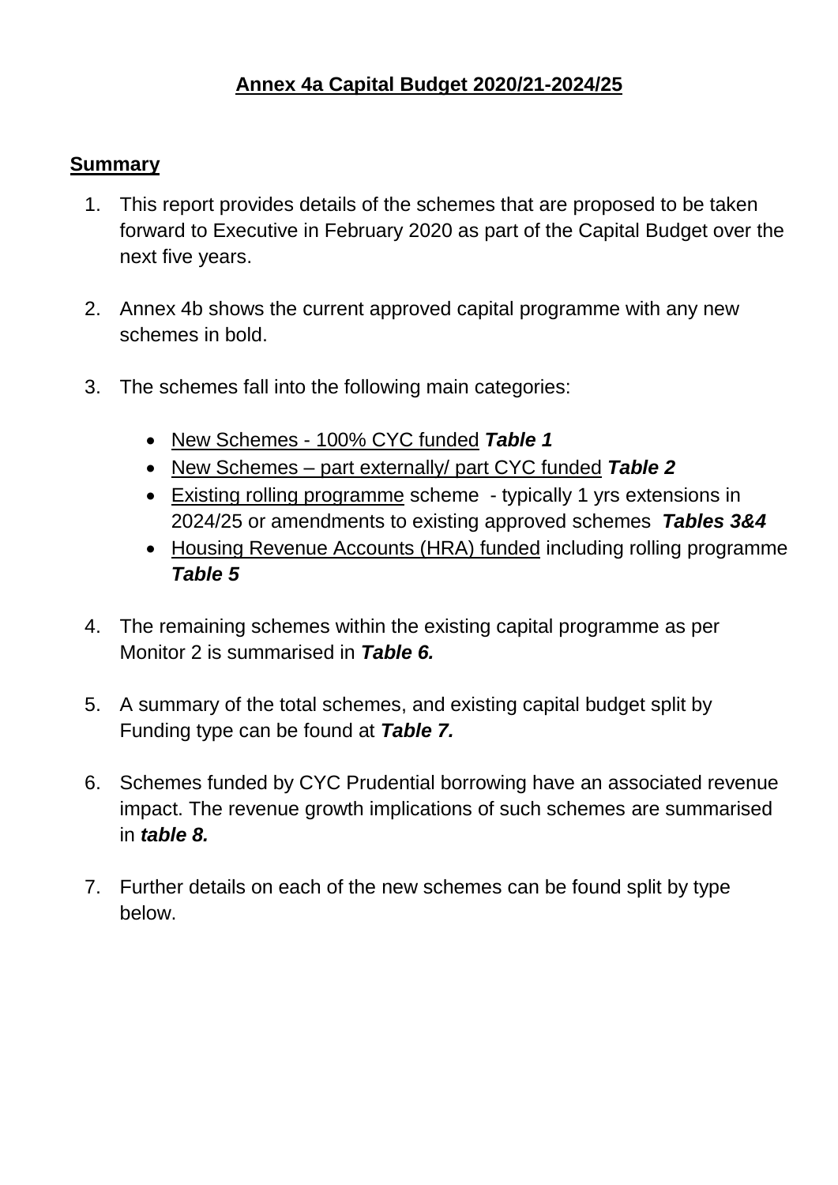# Annex 4a Capital Budget 2020/21-2024/25

## Summary

1. This report provides details of the schemes that are proposed to be taken forward to Executive in February 2020 as part of the Capital Budget over the next five years.

2. Annex 4b shows the current approved capital programme with any new schemes in bold.

3. The schemes fall into the following main categories:

   - New Schemes - 100% CYC funded ***Table 1***
   - New Schemes – part externally/ part CYC funded ***Table 2***
   - Existing rolling programme scheme - typically 1 yrs extensions in 2024/25 or amendments to existing approved schemes ***Tables 3&4***
   - Housing Revenue Accounts (HRA) funded including rolling programme ***Table 5***

4. The remaining schemes within the existing capital programme as per Monitor 2 is summarised in ***Table 6.***

5. A summary of the total schemes, and existing capital budget split by Funding type can be found at ***Table 7.***

6. Schemes funded by CYC Prudential borrowing have an associated revenue impact. The revenue growth implications of such schemes are summarised in ***table 8.***

7. Further details on each of the new schemes can be found split by type below.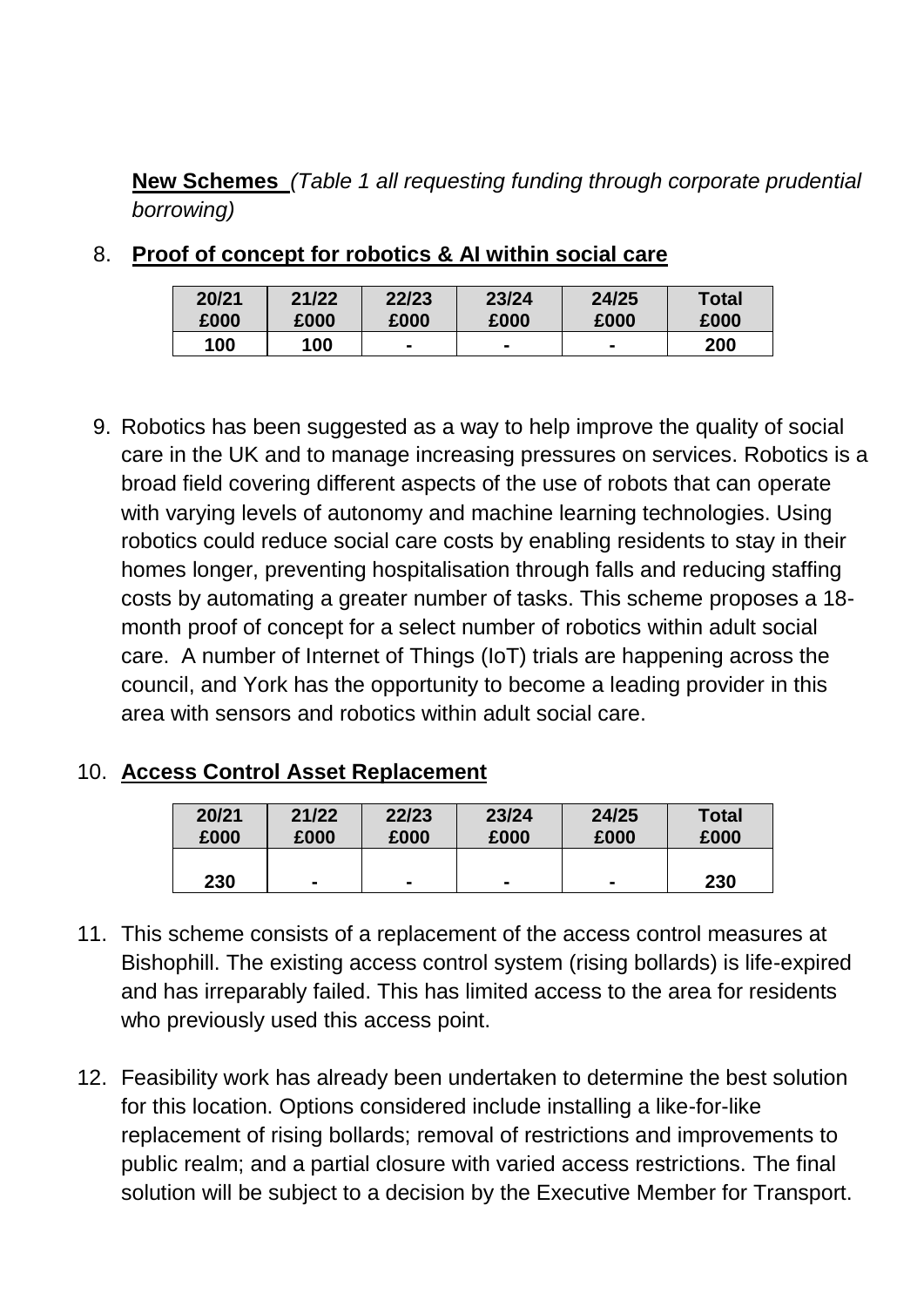**New Schemes** *(Table 1 all requesting funding through corporate prudential borrowing)*

8. **Proof of concept for robotics & AI within social care**

| 20/21 £000 | 21/22 £000 | 22/23 £000 | 23/24 £000 | 24/25 £000 | Total £000 |
|---|---|---|---|---|---|
| 100 | 100 | - | - | - | 200 |

9. Robotics has been suggested as a way to help improve the quality of social care in the UK and to manage increasing pressures on services. Robotics is a broad field covering different aspects of the use of robots that can operate with varying levels of autonomy and machine learning technologies. Using robotics could reduce social care costs by enabling residents to stay in their homes longer, preventing hospitalisation through falls and reducing staffing costs by automating a greater number of tasks. This scheme proposes a 18-month proof of concept for a select number of robotics within adult social care. A number of Internet of Things (IoT) trials are happening across the council, and York has the opportunity to become a leading provider in this area with sensors and robotics within adult social care.

10. **Access Control Asset Replacement**

| 20/21 £000 | 21/22 £000 | 22/23 £000 | 23/24 £000 | 24/25 £000 | Total £000 |
|---|---|---|---|---|---|
| 230 | - | - | - | - | 230 |

11. This scheme consists of a replacement of the access control measures at Bishophill. The existing access control system (rising bollards) is life-expired and has irreparably failed. This has limited access to the area for residents who previously used this access point.

12. Feasibility work has already been undertaken to determine the best solution for this location. Options considered include installing a like-for-like replacement of rising bollards; removal of restrictions and improvements to public realm; and a partial closure with varied access restrictions. The final solution will be subject to a decision by the Executive Member for Transport.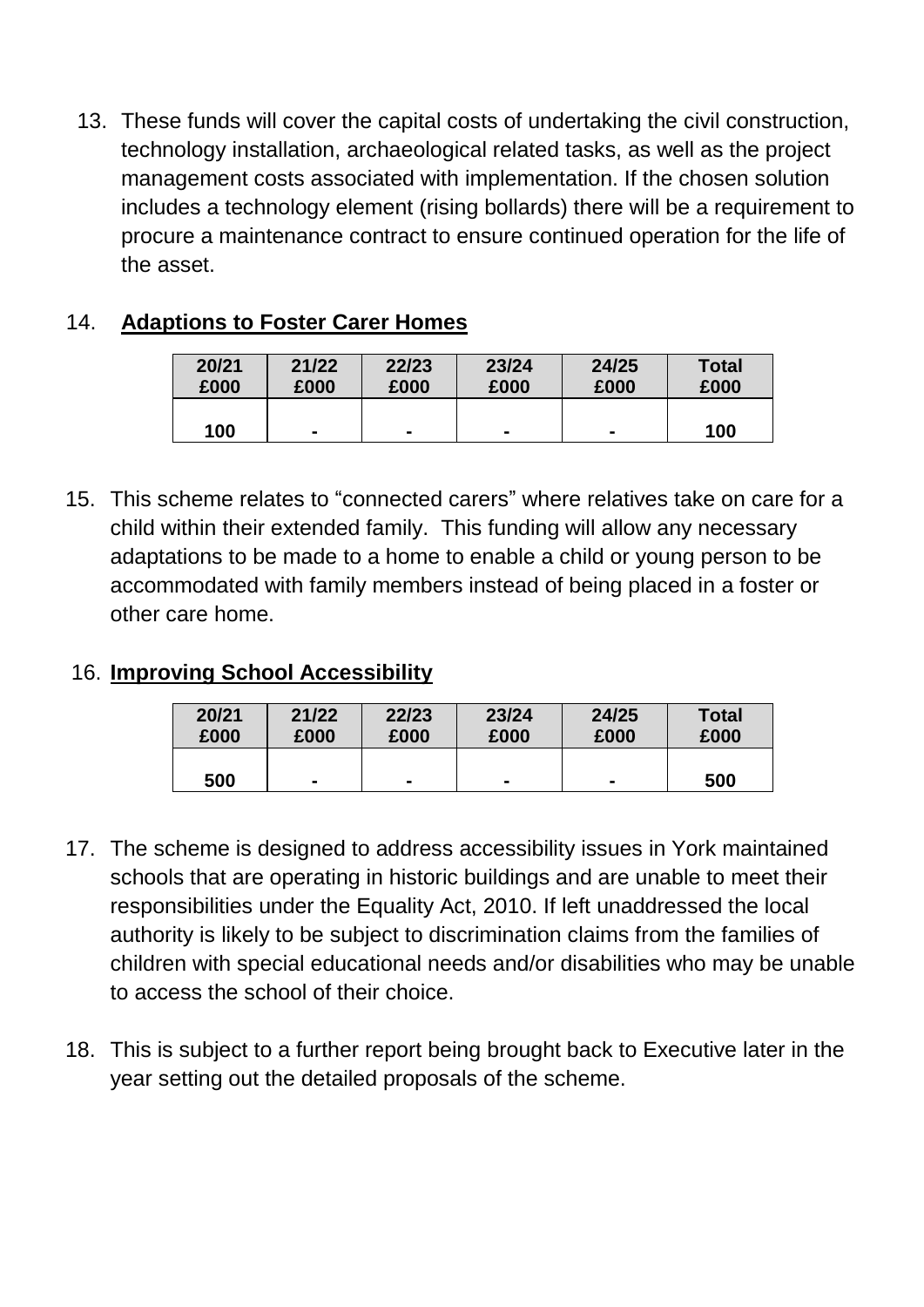13. These funds will cover the capital costs of undertaking the civil construction, technology installation, archaeological related tasks, as well as the project management costs associated with implementation. If the chosen solution includes a technology element (rising bollards) there will be a requirement to procure a maintenance contract to ensure continued operation for the life of the asset.

14. **Adaptions to Foster Carer Homes**

| 20/21 £000 | 21/22 £000 | 22/23 £000 | 23/24 £000 | 24/25 £000 | Total £000 |
|---|---|---|---|---|---|
| 100 | - | - | - | - | 100 |

15. This scheme relates to "connected carers" where relatives take on care for a child within their extended family. This funding will allow any necessary adaptations to be made to a home to enable a child or young person to be accommodated with family members instead of being placed in a foster or other care home.

16. **Improving School Accessibility**

| 20/21 £000 | 21/22 £000 | 22/23 £000 | 23/24 £000 | 24/25 £000 | Total £000 |
|---|---|---|---|---|---|
| 500 | - | - | - | - | 500 |

17. The scheme is designed to address accessibility issues in York maintained schools that are operating in historic buildings and are unable to meet their responsibilities under the Equality Act, 2010. If left unaddressed the local authority is likely to be subject to discrimination claims from the families of children with special educational needs and/or disabilities who may be unable to access the school of their choice.

18. This is subject to a further report being brought back to Executive later in the year setting out the detailed proposals of the scheme.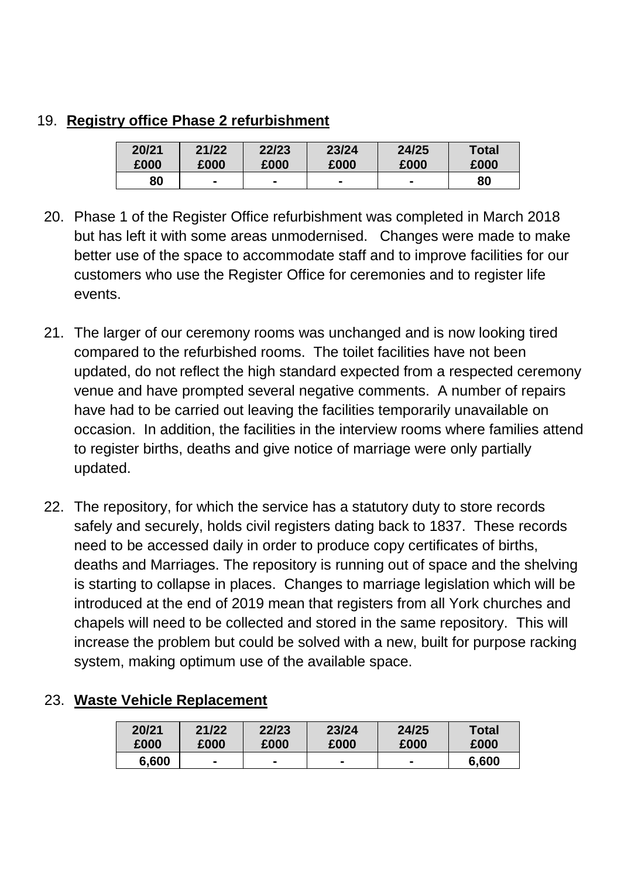19. **Registry office Phase 2 refurbishment**

| 20/21 £000 | 21/22 £000 | 22/23 £000 | 23/24 £000 | 24/25 £000 | Total £000 |
|---|---|---|---|---|---|
| 80 | - | - | - | - | 80 |

20. Phase 1 of the Register Office refurbishment was completed in March 2018 but has left it with some areas unmodernised. Changes were made to make better use of the space to accommodate staff and to improve facilities for our customers who use the Register Office for ceremonies and to register life events.

21. The larger of our ceremony rooms was unchanged and is now looking tired compared to the refurbished rooms. The toilet facilities have not been updated, do not reflect the high standard expected from a respected ceremony venue and have prompted several negative comments. A number of repairs have had to be carried out leaving the facilities temporarily unavailable on occasion. In addition, the facilities in the interview rooms where families attend to register births, deaths and give notice of marriage were only partially updated.

22. The repository, for which the service has a statutory duty to store records safely and securely, holds civil registers dating back to 1837. These records need to be accessed daily in order to produce copy certificates of births, deaths and Marriages. The repository is running out of space and the shelving is starting to collapse in places. Changes to marriage legislation which will be introduced at the end of 2019 mean that registers from all York churches and chapels will need to be collected and stored in the same repository. This will increase the problem but could be solved with a new, built for purpose racking system, making optimum use of the available space.

23. **Waste Vehicle Replacement**

| 20/21 £000 | 21/22 £000 | 22/23 £000 | 23/24 £000 | 24/25 £000 | Total £000 |
|---|---|---|---|---|---|
| 6,600 | - | - | - | - | 6,600 |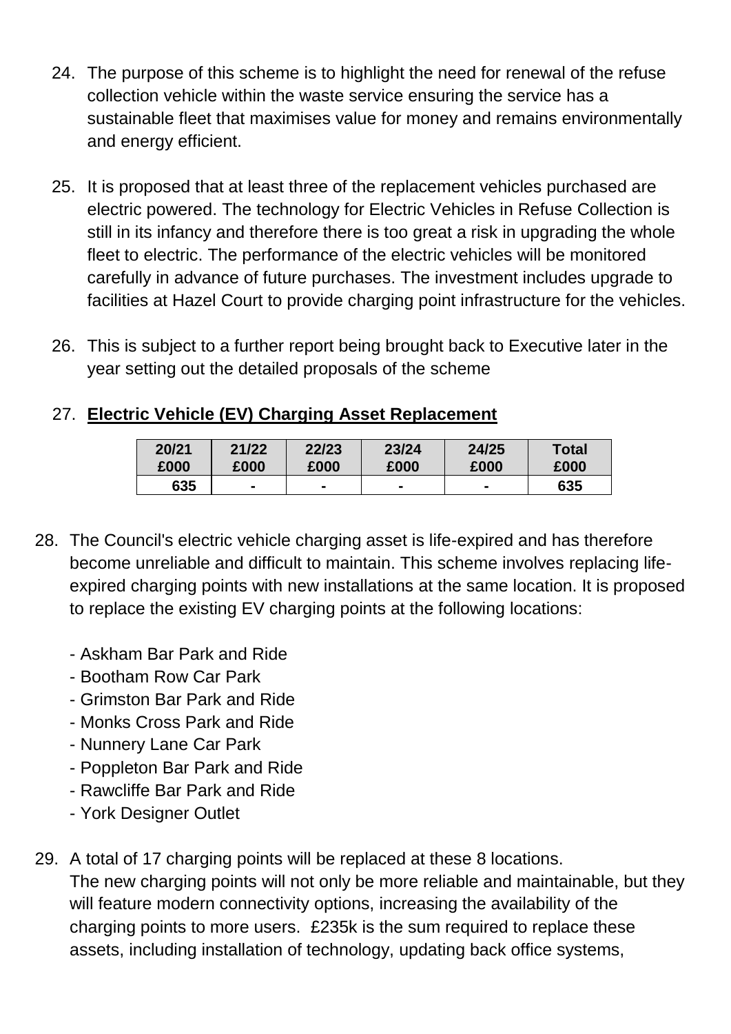24. The purpose of this scheme is to highlight the need for renewal of the refuse collection vehicle within the waste service ensuring the service has a sustainable fleet that maximises value for money and remains environmentally and energy efficient.

25. It is proposed that at least three of the replacement vehicles purchased are electric powered. The technology for Electric Vehicles in Refuse Collection is still in its infancy and therefore there is too great a risk in upgrading the whole fleet to electric. The performance of the electric vehicles will be monitored carefully in advance of future purchases. The investment includes upgrade to facilities at Hazel Court to provide charging point infrastructure for the vehicles.

26. This is subject to a further report being brought back to Executive later in the year setting out the detailed proposals of the scheme

27. **Electric Vehicle (EV) Charging Asset Replacement**

| 20/21 £000 | 21/22 £000 | 22/23 £000 | 23/24 £000 | 24/25 £000 | Total £000 |
|---|---|---|---|---|---|
| 635 | - | - | - | - | 635 |

28. The Council's electric vehicle charging asset is life-expired and has therefore become unreliable and difficult to maintain. This scheme involves replacing life-expired charging points with new installations at the same location. It is proposed to replace the existing EV charging points at the following locations:

    - Askham Bar Park and Ride
    - Bootham Row Car Park
    - Grimston Bar Park and Ride
    - Monks Cross Park and Ride
    - Nunnery Lane Car Park
    - Poppleton Bar Park and Ride
    - Rawcliffe Bar Park and Ride
    - York Designer Outlet

29. A total of 17 charging points will be replaced at these 8 locations. The new charging points will not only be more reliable and maintainable, but they will feature modern connectivity options, increasing the availability of the charging points to more users. £235k is the sum required to replace these assets, including installation of technology, updating back office systems,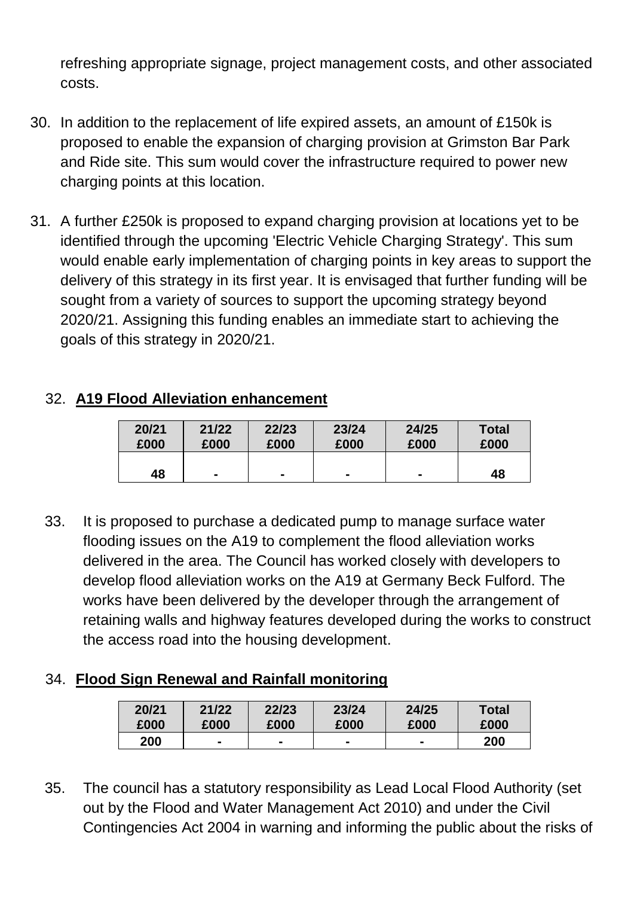refreshing appropriate signage, project management costs, and other associated costs.

30. In addition to the replacement of life expired assets, an amount of £150k is proposed to enable the expansion of charging provision at Grimston Bar Park and Ride site. This sum would cover the infrastructure required to power new charging points at this location.

31. A further £250k is proposed to expand charging provision at locations yet to be identified through the upcoming 'Electric Vehicle Charging Strategy'. This sum would enable early implementation of charging points in key areas to support the delivery of this strategy in its first year. It is envisaged that further funding will be sought from a variety of sources to support the upcoming strategy beyond 2020/21. Assigning this funding enables an immediate start to achieving the goals of this strategy in 2020/21.

32. **A19 Flood Alleviation enhancement**

| 20/21 £000 | 21/22 £000 | 22/23 £000 | 23/24 £000 | 24/25 £000 | Total £000 |
|---|---|---|---|---|---|
| 48 | - | - | - | - | 48 |

33. It is proposed to purchase a dedicated pump to manage surface water flooding issues on the A19 to complement the flood alleviation works delivered in the area. The Council has worked closely with developers to develop flood alleviation works on the A19 at Germany Beck Fulford. The works have been delivered by the developer through the arrangement of retaining walls and highway features developed during the works to construct the access road into the housing development.

34. **Flood Sign Renewal and Rainfall monitoring**

| 20/21 £000 | 21/22 £000 | 22/23 £000 | 23/24 £000 | 24/25 £000 | Total £000 |
|---|---|---|---|---|---|
| 200 | - | - | - | - | 200 |

35. The council has a statutory responsibility as Lead Local Flood Authority (set out by the Flood and Water Management Act 2010) and under the Civil Contingencies Act 2004 in warning and informing the public about the risks of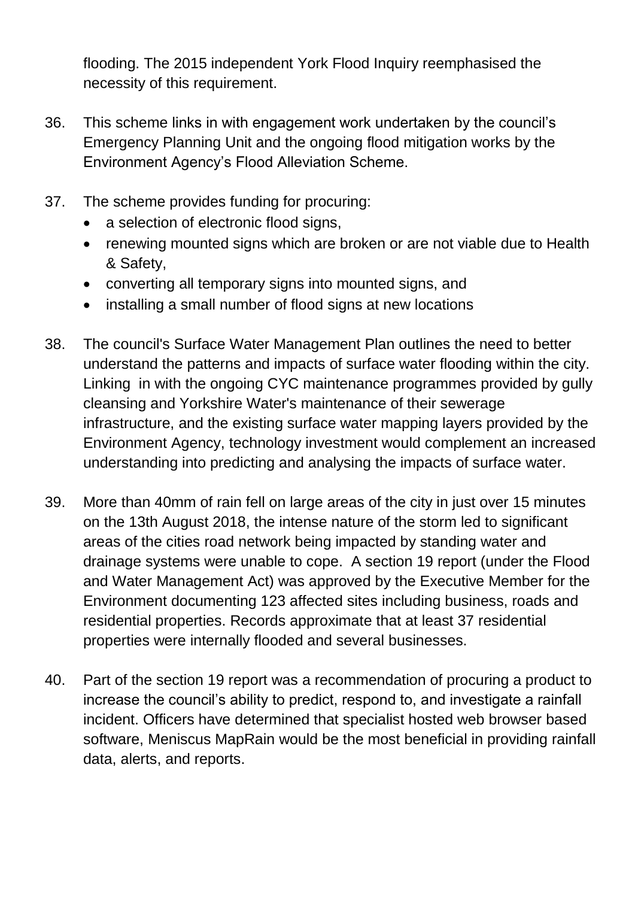flooding. The 2015 independent York Flood Inquiry reemphasised the necessity of this requirement.

36. This scheme links in with engagement work undertaken by the council's Emergency Planning Unit and the ongoing flood mitigation works by the Environment Agency's Flood Alleviation Scheme.

37. The scheme provides funding for procuring:
    - a selection of electronic flood signs,
    - renewing mounted signs which are broken or are not viable due to Health & Safety,
    - converting all temporary signs into mounted signs, and
    - installing a small number of flood signs at new locations

38. The council's Surface Water Management Plan outlines the need to better understand the patterns and impacts of surface water flooding within the city. Linking in with the ongoing CYC maintenance programmes provided by gully cleansing and Yorkshire Water's maintenance of their sewerage infrastructure, and the existing surface water mapping layers provided by the Environment Agency, technology investment would complement an increased understanding into predicting and analysing the impacts of surface water.

39. More than 40mm of rain fell on large areas of the city in just over 15 minutes on the 13th August 2018, the intense nature of the storm led to significant areas of the cities road network being impacted by standing water and drainage systems were unable to cope. A section 19 report (under the Flood and Water Management Act) was approved by the Executive Member for the Environment documenting 123 affected sites including business, roads and residential properties. Records approximate that at least 37 residential properties were internally flooded and several businesses.

40. Part of the section 19 report was a recommendation of procuring a product to increase the council's ability to predict, respond to, and investigate a rainfall incident. Officers have determined that specialist hosted web browser based software, Meniscus MapRain would be the most beneficial in providing rainfall data, alerts, and reports.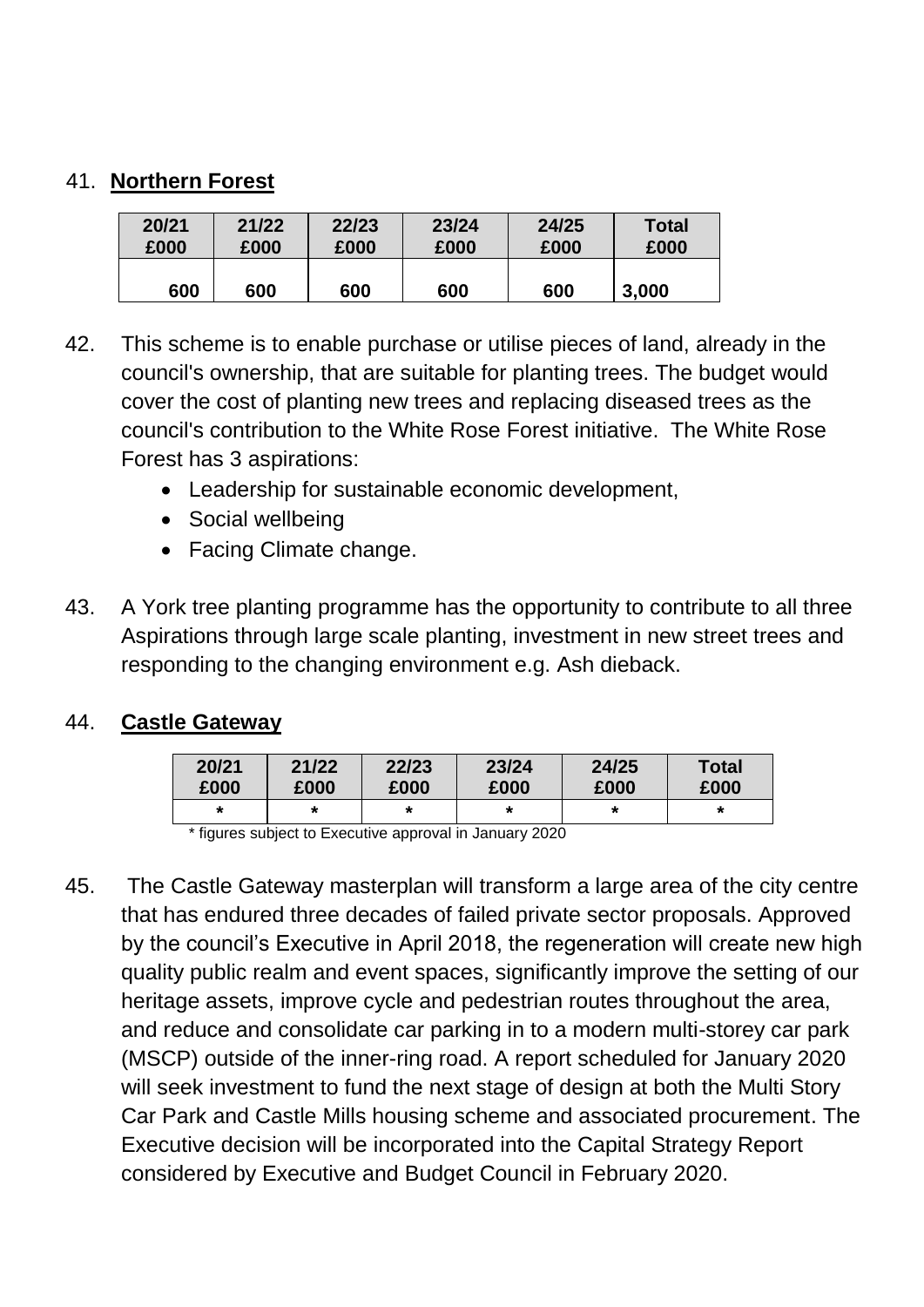41. **Northern Forest**

| 20/21 £000 | 21/22 £000 | 22/23 £000 | 23/24 £000 | 24/25 £000 | Total £000 |
|---|---|---|---|---|---|
| 600 | 600 | 600 | 600 | 600 | 3,000 |

42. This scheme is to enable purchase or utilise pieces of land, already in the council's ownership, that are suitable for planting trees. The budget would cover the cost of planting new trees and replacing diseased trees as the council's contribution to the White Rose Forest initiative. The White Rose Forest has 3 aspirations:
    - Leadership for sustainable economic development,
    - Social wellbeing
    - Facing Climate change.

43. A York tree planting programme has the opportunity to contribute to all three Aspirations through large scale planting, investment in new street trees and responding to the changing environment e.g. Ash dieback.

44. **Castle Gateway**

| 20/21 £000 | 21/22 £000 | 22/23 £000 | 23/24 £000 | 24/25 £000 | Total £000 |
|---|---|---|---|---|---|
| * | * | * | * | * | * |

\* figures subject to Executive approval in January 2020

45. The Castle Gateway masterplan will transform a large area of the city centre that has endured three decades of failed private sector proposals. Approved by the council's Executive in April 2018, the regeneration will create new high quality public realm and event spaces, significantly improve the setting of our heritage assets, improve cycle and pedestrian routes throughout the area, and reduce and consolidate car parking in to a modern multi-storey car park (MSCP) outside of the inner-ring road. A report scheduled for January 2020 will seek investment to fund the next stage of design at both the Multi Story Car Park and Castle Mills housing scheme and associated procurement. The Executive decision will be incorporated into the Capital Strategy Report considered by Executive and Budget Council in February 2020.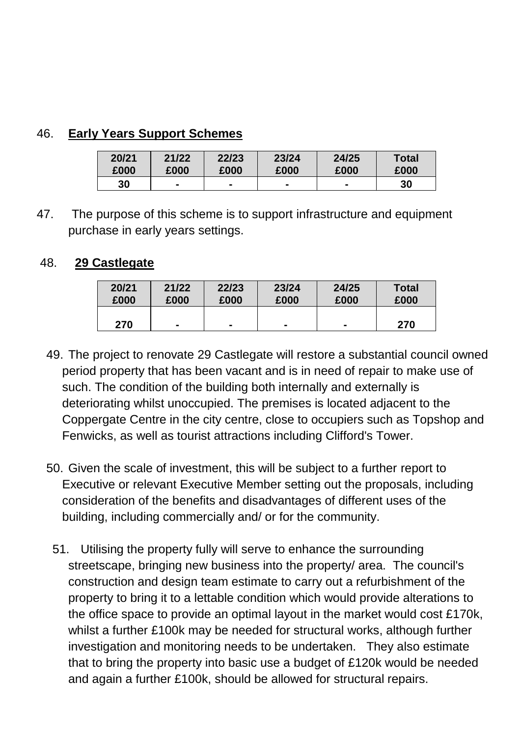46. **Early Years Support Schemes**

| 20/21 £000 | 21/22 £000 | 22/23 £000 | 23/24 £000 | 24/25 £000 | Total £000 |
|---|---|---|---|---|---|
| 30 | - | - | - | - | 30 |

47. The purpose of this scheme is to support infrastructure and equipment purchase in early years settings.

48. **29 Castlegate**

| 20/21 £000 | 21/22 £000 | 22/23 £000 | 23/24 £000 | 24/25 £000 | Total £000 |
|---|---|---|---|---|---|
| 270 | - | - | - | - | 270 |

49. The project to renovate 29 Castlegate will restore a substantial council owned period property that has been vacant and is in need of repair to make use of such. The condition of the building both internally and externally is deteriorating whilst unoccupied. The premises is located adjacent to the Coppergate Centre in the city centre, close to occupiers such as Topshop and Fenwicks, as well as tourist attractions including Clifford's Tower.

50. Given the scale of investment, this will be subject to a further report to Executive or relevant Executive Member setting out the proposals, including consideration of the benefits and disadvantages of different uses of the building, including commercially and/ or for the community.

51. Utilising the property fully will serve to enhance the surrounding streetscape, bringing new business into the property/ area. The council's construction and design team estimate to carry out a refurbishment of the property to bring it to a lettable condition which would provide alterations to the office space to provide an optimal layout in the market would cost £170k, whilst a further £100k may be needed for structural works, although further investigation and monitoring needs to be undertaken. They also estimate that to bring the property into basic use a budget of £120k would be needed and again a further £100k, should be allowed for structural repairs.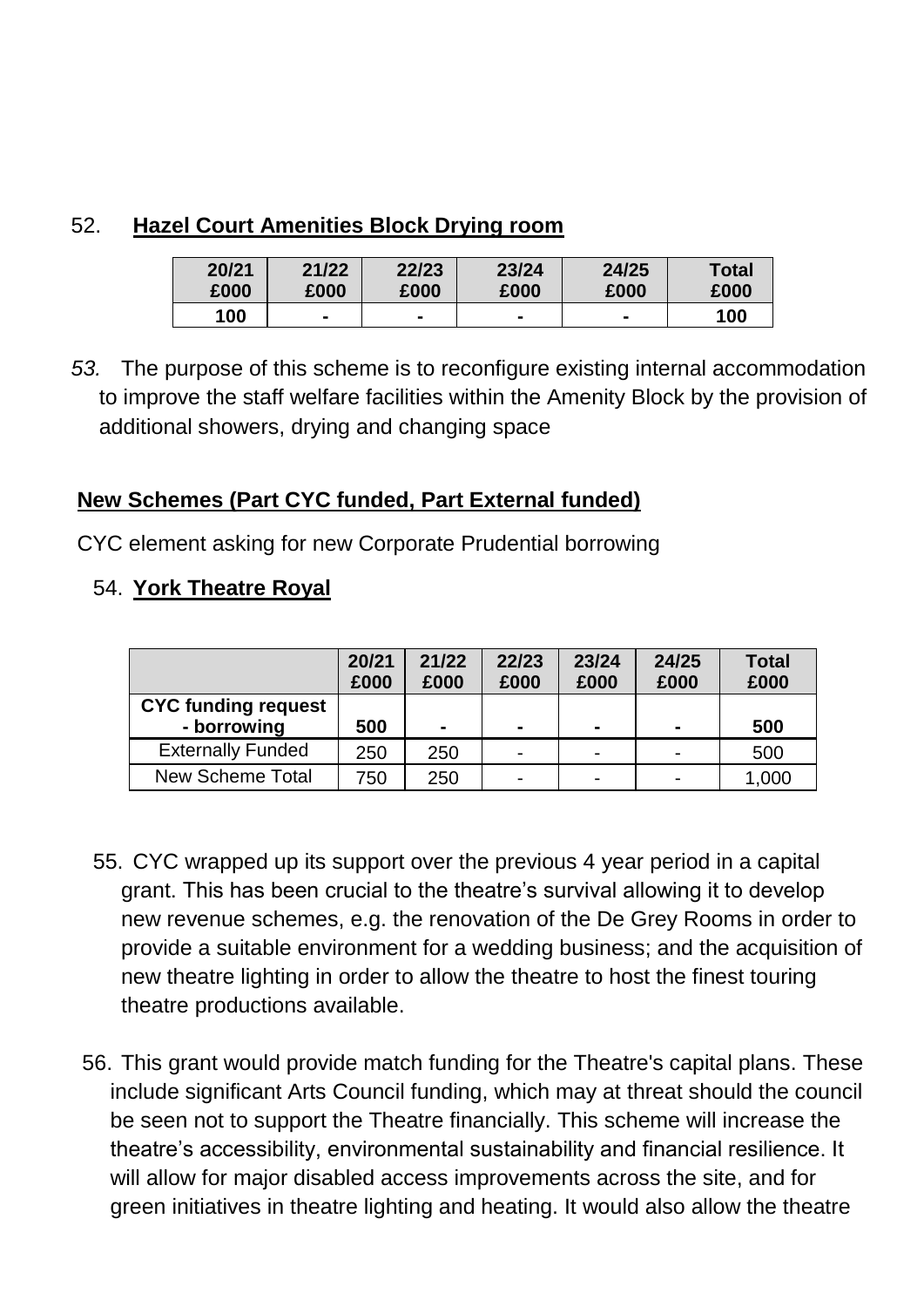52. **Hazel Court Amenities Block Drying room**

| 20/21 £000 | 21/22 £000 | 22/23 £000 | 23/24 £000 | 24/25 £000 | Total £000 |
|---|---|---|---|---|---|
| **100** | **-** | **-** | **-** | **-** | **100** |

*53.* The purpose of this scheme is to reconfigure existing internal accommodation to improve the staff welfare facilities within the Amenity Block by the provision of additional showers, drying and changing space

**New Schemes (Part CYC funded, Part External funded)**

CYC element asking for new Corporate Prudential borrowing

54. **York Theatre Royal**

| | 20/21 £000 | 21/22 £000 | 22/23 £000 | 23/24 £000 | 24/25 £000 | Total £000 |
|---|---|---|---|---|---|---|
| **CYC funding request - borrowing** | **500** | **-** | **-** | **-** | **-** | **500** |
| Externally Funded | 250 | 250 | - | - | - | 500 |
| New Scheme Total | 750 | 250 | - | - | - | 1,000 |

55. CYC wrapped up its support over the previous 4 year period in a capital grant. This has been crucial to the theatre's survival allowing it to develop new revenue schemes, e.g. the renovation of the De Grey Rooms in order to provide a suitable environment for a wedding business; and the acquisition of new theatre lighting in order to allow the theatre to host the finest touring theatre productions available.

56. This grant would provide match funding for the Theatre's capital plans. These include significant Arts Council funding, which may at threat should the council be seen not to support the Theatre financially. This scheme will increase the theatre's accessibility, environmental sustainability and financial resilience. It will allow for major disabled access improvements across the site, and for green initiatives in theatre lighting and heating. It would also allow the theatre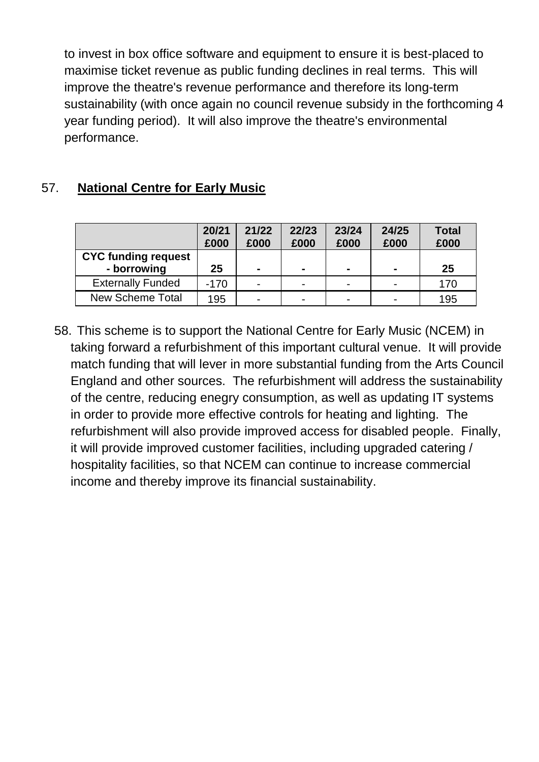to invest in box office software and equipment to ensure it is best-placed to maximise ticket revenue as public funding declines in real terms. This will improve the theatre's revenue performance and therefore its long-term sustainability (with once again no council revenue subsidy in the forthcoming 4 year funding period). It will also improve the theatre's environmental performance.

57. **National Centre for Early Music**

| | 20/21 £000 | 21/22 £000 | 22/23 £000 | 23/24 £000 | 24/25 £000 | Total £000 |
|---|---|---|---|---|---|---|
| **CYC funding request - borrowing** | **25** | **-** | **-** | **-** | **-** | **25** |
| Externally Funded | -170 | - | - | - | - | 170 |
| New Scheme Total | 195 | - | - | - | - | 195 |

58. This scheme is to support the National Centre for Early Music (NCEM) in taking forward a refurbishment of this important cultural venue. It will provide match funding that will lever in more substantial funding from the Arts Council England and other sources. The refurbishment will address the sustainability of the centre, reducing enegry consumption, as well as updating IT systems in order to provide more effective controls for heating and lighting. The refurbishment will also provide improved access for disabled people. Finally, it will provide improved customer facilities, including upgraded catering / hospitality facilities, so that NCEM can continue to increase commercial income and thereby improve its financial sustainability.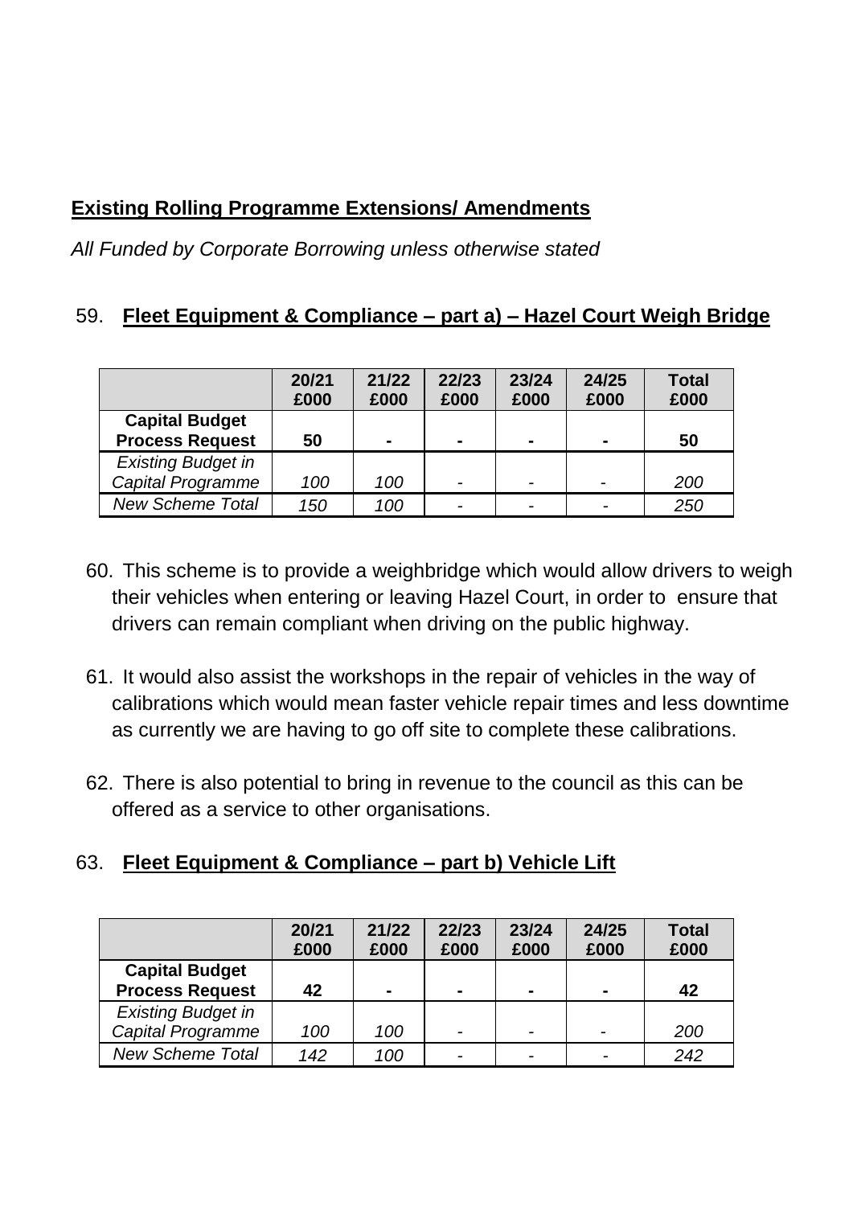**Existing Rolling Programme Extensions/ Amendments**

*All Funded by Corporate Borrowing unless otherwise stated*

59. **Fleet Equipment & Compliance – part a) – Hazel Court Weigh Bridge**

| | 20/21 £000 | 21/22 £000 | 22/23 £000 | 23/24 £000 | 24/25 £000 | Total £000 |
|---|---|---|---|---|---|---|
| **Capital Budget Process Request** | **50** | **-** | **-** | **-** | **-** | **50** |
| *Existing Budget in Capital Programme* | *100* | *100* | *-* | *-* | *-* | *200* |
| *New Scheme Total* | *150* | *100* | *-* | *-* | *-* | *250* |

60. This scheme is to provide a weighbridge which would allow drivers to weigh their vehicles when entering or leaving Hazel Court, in order to ensure that drivers can remain compliant when driving on the public highway.

61. It would also assist the workshops in the repair of vehicles in the way of calibrations which would mean faster vehicle repair times and less downtime as currently we are having to go off site to complete these calibrations.

62. There is also potential to bring in revenue to the council as this can be offered as a service to other organisations.

63. **Fleet Equipment & Compliance – part b) Vehicle Lift**

| | 20/21 £000 | 21/22 £000 | 22/23 £000 | 23/24 £000 | 24/25 £000 | Total £000 |
|---|---|---|---|---|---|---|
| **Capital Budget Process Request** | **42** | **-** | **-** | **-** | **-** | **42** |
| *Existing Budget in Capital Programme* | *100* | *100* | *-* | *-* | *-* | *200* |
| *New Scheme Total* | *142* | *100* | *-* | *-* | *-* | *242* |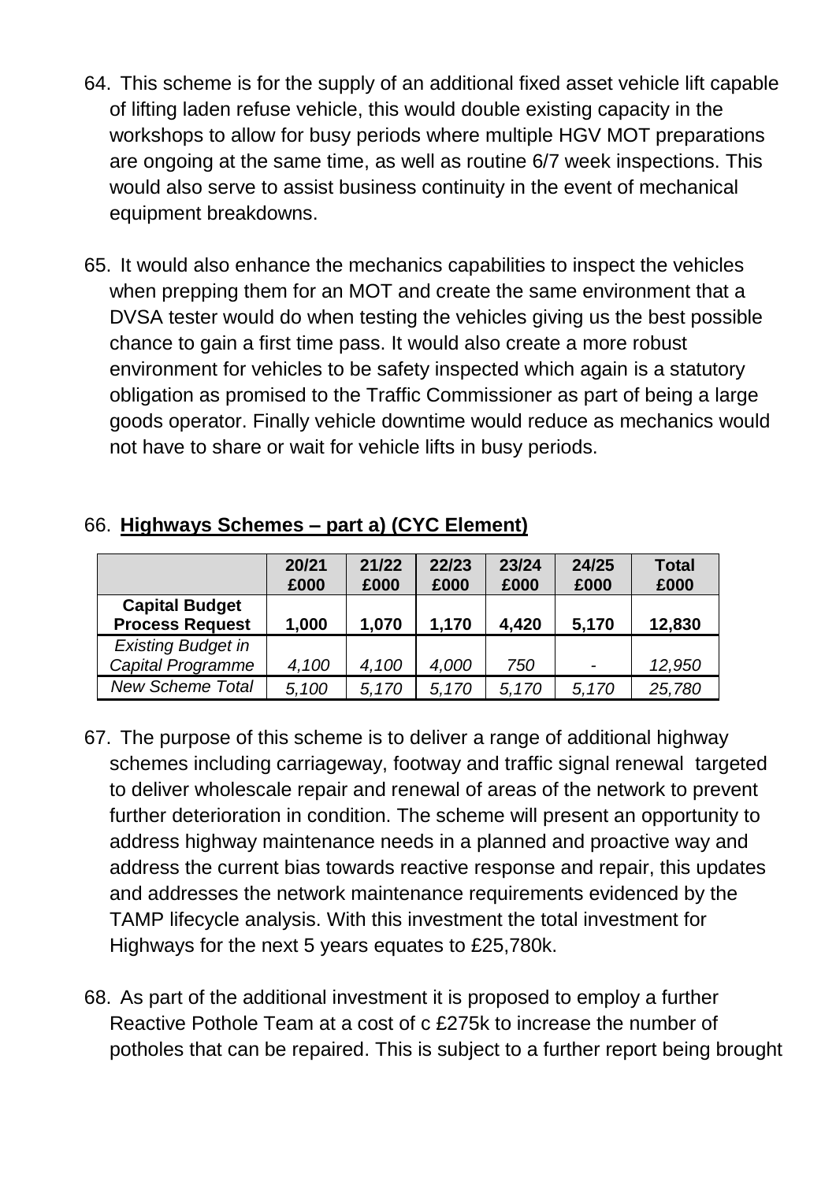64. This scheme is for the supply of an additional fixed asset vehicle lift capable of lifting laden refuse vehicle, this would double existing capacity in the workshops to allow for busy periods where multiple HGV MOT preparations are ongoing at the same time, as well as routine 6/7 week inspections. This would also serve to assist business continuity in the event of mechanical equipment breakdowns.

65. It would also enhance the mechanics capabilities to inspect the vehicles when prepping them for an MOT and create the same environment that a DVSA tester would do when testing the vehicles giving us the best possible chance to gain a first time pass. It would also create a more robust environment for vehicles to be safety inspected which again is a statutory obligation as promised to the Traffic Commissioner as part of being a large goods operator. Finally vehicle downtime would reduce as mechanics would not have to share or wait for vehicle lifts in busy periods.

66. **Highways Schemes – part a) (CYC Element)**

| | 20/21 £000 | 21/22 £000 | 22/23 £000 | 23/24 £000 | 24/25 £000 | Total £000 |
|---|---|---|---|---|---|---|
| **Capital Budget Process Request** | **1,000** | **1,070** | **1,170** | **4,420** | **5,170** | **12,830** |
| *Existing Budget in Capital Programme* | *4,100* | *4,100* | *4,000* | *750* | - | *12,950* |
| *New Scheme Total* | *5,100* | *5,170* | *5,170* | *5,170* | *5,170* | *25,780* |

67. The purpose of this scheme is to deliver a range of additional highway schemes including carriageway, footway and traffic signal renewal targeted to deliver wholescale repair and renewal of areas of the network to prevent further deterioration in condition. The scheme will present an opportunity to address highway maintenance needs in a planned and proactive way and address the current bias towards reactive response and repair, this updates and addresses the network maintenance requirements evidenced by the TAMP lifecycle analysis. With this investment the total investment for Highways for the next 5 years equates to £25,780k.

68. As part of the additional investment it is proposed to employ a further Reactive Pothole Team at a cost of c £275k to increase the number of potholes that can be repaired. This is subject to a further report being brought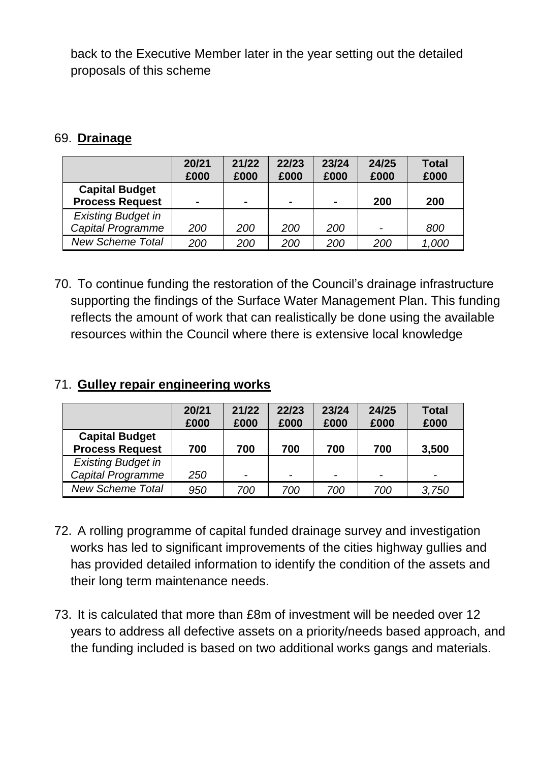back to the Executive Member later in the year setting out the detailed proposals of this scheme

69. **Drainage**

| | 20/21 £000 | 21/22 £000 | 22/23 £000 | 23/24 £000 | 24/25 £000 | Total £000 |
|---|---|---|---|---|---|---|
| **Capital Budget Process Request** | **-** | **-** | **-** | **-** | **200** | **200** |
| *Existing Budget in Capital Programme* | *200* | *200* | *200* | *200* | *-* | *800* |
| *New Scheme Total* | *200* | *200* | *200* | *200* | *200* | *1,000* |

70. To continue funding the restoration of the Council's drainage infrastructure supporting the findings of the Surface Water Management Plan. This funding reflects the amount of work that can realistically be done using the available resources within the Council where there is extensive local knowledge

71. **Gulley repair engineering works**

| | 20/21 £000 | 21/22 £000 | 22/23 £000 | 23/24 £000 | 24/25 £000 | Total £000 |
|---|---|---|---|---|---|---|
| **Capital Budget Process Request** | **700** | **700** | **700** | **700** | **700** | **3,500** |
| *Existing Budget in Capital Programme* | *250* | *-* | *-* | *-* | *-* | *-* |
| *New Scheme Total* | *950* | *700* | *700* | *700* | *700* | *3,750* |

72. A rolling programme of capital funded drainage survey and investigation works has led to significant improvements of the cities highway gullies and has provided detailed information to identify the condition of the assets and their long term maintenance needs.

73. It is calculated that more than £8m of investment will be needed over 12 years to address all defective assets on a priority/needs based approach, and the funding included is based on two additional works gangs and materials.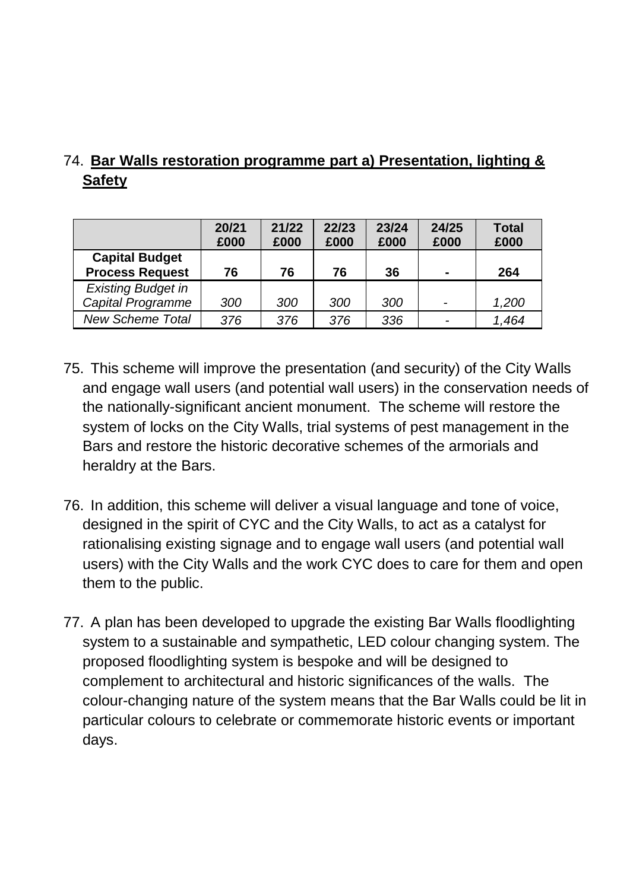74. **Bar Walls restoration programme part a) Presentation, lighting & Safety**

| | 20/21 £000 | 21/22 £000 | 22/23 £000 | 23/24 £000 | 24/25 £000 | Total £000 |
|---|---|---|---|---|---|---|
| **Capital Budget Process Request** | **76** | **76** | **76** | **36** | **-** | **264** |
| *Existing Budget in Capital Programme* | *300* | *300* | *300* | *300* | *-* | *1,200* |
| *New Scheme Total* | *376* | *376* | *376* | *336* | *-* | *1,464* |

75. This scheme will improve the presentation (and security) of the City Walls and engage wall users (and potential wall users) in the conservation needs of the nationally-significant ancient monument. The scheme will restore the system of locks on the City Walls, trial systems of pest management in the Bars and restore the historic decorative schemes of the armorials and heraldry at the Bars.

76. In addition, this scheme will deliver a visual language and tone of voice, designed in the spirit of CYC and the City Walls, to act as a catalyst for rationalising existing signage and to engage wall users (and potential wall users) with the City Walls and the work CYC does to care for them and open them to the public.

77. A plan has been developed to upgrade the existing Bar Walls floodlighting system to a sustainable and sympathetic, LED colour changing system. The proposed floodlighting system is bespoke and will be designed to complement to architectural and historic significances of the walls. The colour-changing nature of the system means that the Bar Walls could be lit in particular colours to celebrate or commemorate historic events or important days.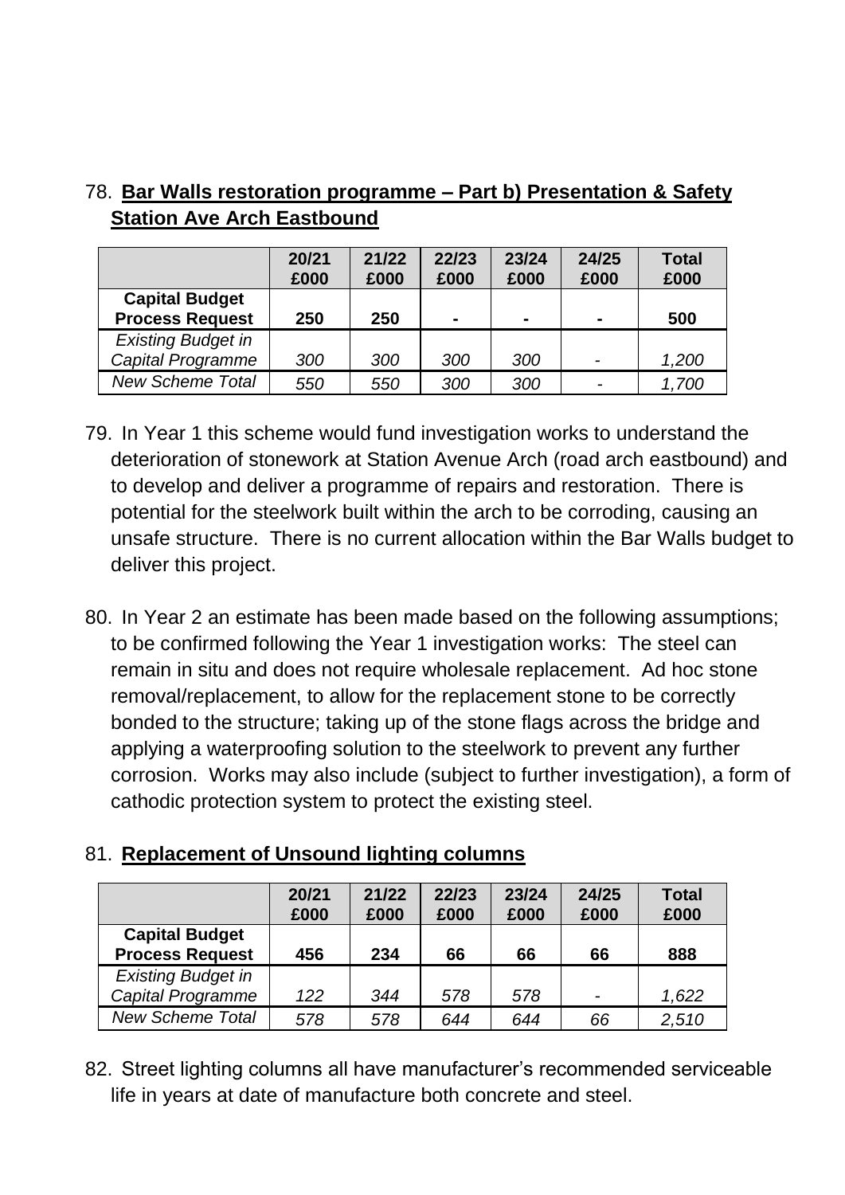78. **Bar Walls restoration programme – Part b) Presentation & Safety Station Ave Arch Eastbound**

| | 20/21 £000 | 21/22 £000 | 22/23 £000 | 23/24 £000 | 24/25 £000 | Total £000 |
|---|---|---|---|---|---|---|
| **Capital Budget Process Request** | **250** | **250** | **-** | **-** | **-** | **500** |
| *Existing Budget in Capital Programme* | *300* | *300* | *300* | *300* | *-* | *1,200* |
| *New Scheme Total* | *550* | *550* | *300* | *300* | *-* | *1,700* |

79. In Year 1 this scheme would fund investigation works to understand the deterioration of stonework at Station Avenue Arch (road arch eastbound) and to develop and deliver a programme of repairs and restoration. There is potential for the steelwork built within the arch to be corroding, causing an unsafe structure. There is no current allocation within the Bar Walls budget to deliver this project.

80. In Year 2 an estimate has been made based on the following assumptions; to be confirmed following the Year 1 investigation works: The steel can remain in situ and does not require wholesale replacement. Ad hoc stone removal/replacement, to allow for the replacement stone to be correctly bonded to the structure; taking up of the stone flags across the bridge and applying a waterproofing solution to the steelwork to prevent any further corrosion. Works may also include (subject to further investigation), a form of cathodic protection system to protect the existing steel.

81. **Replacement of Unsound lighting columns**

| | 20/21 £000 | 21/22 £000 | 22/23 £000 | 23/24 £000 | 24/25 £000 | Total £000 |
|---|---|---|---|---|---|---|
| **Capital Budget Process Request** | **456** | **234** | **66** | **66** | **66** | **888** |
| *Existing Budget in Capital Programme* | *122* | *344* | *578* | *578* | *-* | *1,622* |
| *New Scheme Total* | *578* | *578* | *644* | *644* | *66* | *2,510* |

82. Street lighting columns all have manufacturer's recommended serviceable life in years at date of manufacture both concrete and steel.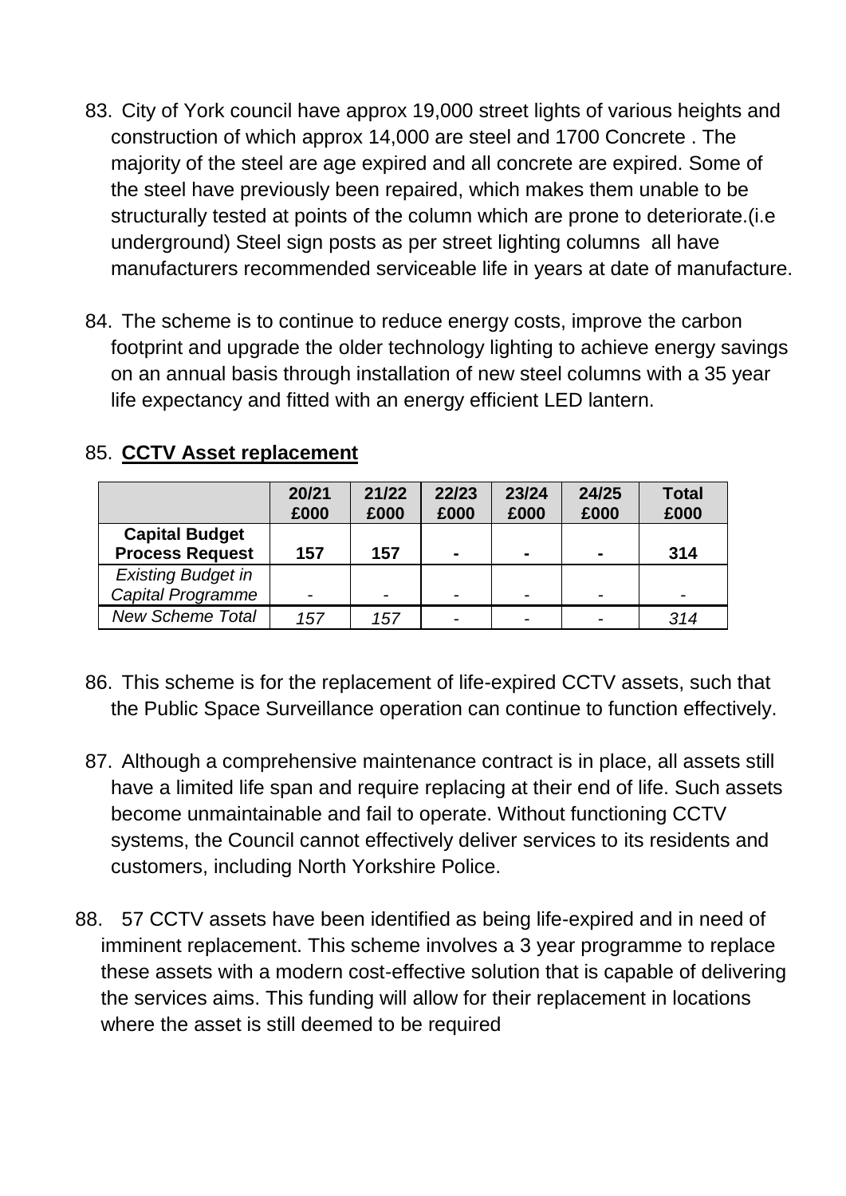83. City of York council have approx 19,000 street lights of various heights and construction of which approx 14,000 are steel and 1700 Concrete . The majority of the steel are age expired and all concrete are expired. Some of the steel have previously been repaired, which makes them unable to be structurally tested at points of the column which are prone to deteriorate.(i.e underground) Steel sign posts as per street lighting columns all have manufacturers recommended serviceable life in years at date of manufacture.

84. The scheme is to continue to reduce energy costs, improve the carbon footprint and upgrade the older technology lighting to achieve energy savings on an annual basis through installation of new steel columns with a 35 year life expectancy and fitted with an energy efficient LED lantern.

85. **CCTV Asset replacement**

| | 20/21 £000 | 21/22 £000 | 22/23 £000 | 23/24 £000 | 24/25 £000 | Total £000 |
|---|---|---|---|---|---|---|
| **Capital Budget Process Request** | **157** | **157** | **-** | **-** | **-** | **314** |
| *Existing Budget in Capital Programme* | - | - | - | - | - | - |
| *New Scheme Total* | *157* | *157* | - | - | - | *314* |

86. This scheme is for the replacement of life-expired CCTV assets, such that the Public Space Surveillance operation can continue to function effectively.

87. Although a comprehensive maintenance contract is in place, all assets still have a limited life span and require replacing at their end of life. Such assets become unmaintainable and fail to operate. Without functioning CCTV systems, the Council cannot effectively deliver services to its residents and customers, including North Yorkshire Police.

88. 57 CCTV assets have been identified as being life-expired and in need of imminent replacement. This scheme involves a 3 year programme to replace these assets with a modern cost-effective solution that is capable of delivering the services aims. This funding will allow for their replacement in locations where the asset is still deemed to be required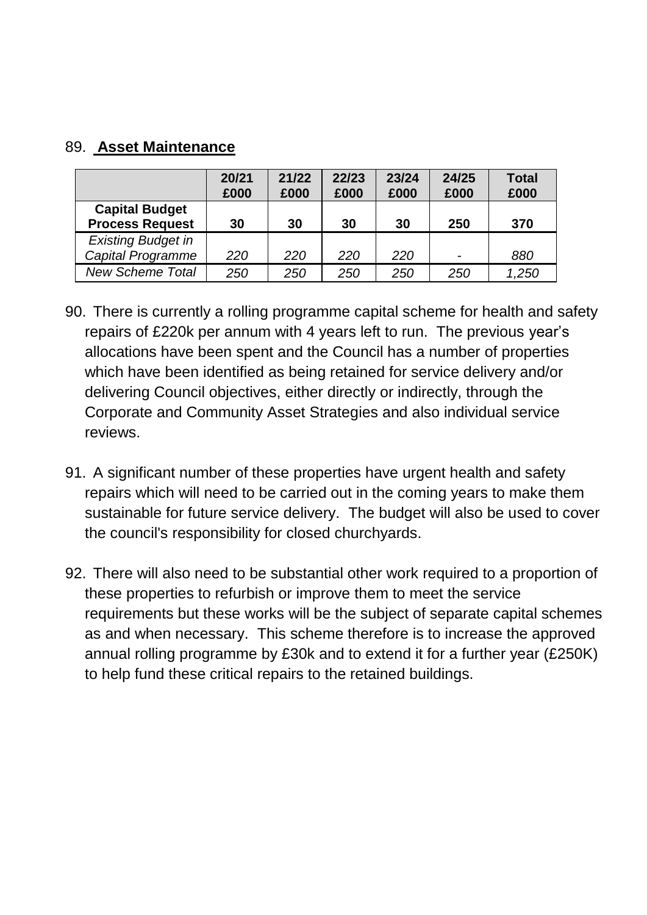89. **Asset Maintenance**

| | 20/21 £000 | 21/22 £000 | 22/23 £000 | 23/24 £000 | 24/25 £000 | Total £000 |
|---|---|---|---|---|---|---|
| **Capital Budget Process Request** | **30** | **30** | **30** | **30** | **250** | **370** |
| *Existing Budget in Capital Programme* | *220* | *220* | *220* | *220* | *-* | *880* |
| *New Scheme Total* | *250* | *250* | *250* | *250* | *250* | *1,250* |

90. There is currently a rolling programme capital scheme for health and safety repairs of £220k per annum with 4 years left to run. The previous year's allocations have been spent and the Council has a number of properties which have been identified as being retained for service delivery and/or delivering Council objectives, either directly or indirectly, through the Corporate and Community Asset Strategies and also individual service reviews.

91. A significant number of these properties have urgent health and safety repairs which will need to be carried out in the coming years to make them sustainable for future service delivery. The budget will also be used to cover the council's responsibility for closed churchyards.

92. There will also need to be substantial other work required to a proportion of these properties to refurbish or improve them to meet the service requirements but these works will be the subject of separate capital schemes as and when necessary. This scheme therefore is to increase the approved annual rolling programme by £30k and to extend it for a further year (£250K) to help fund these critical repairs to the retained buildings.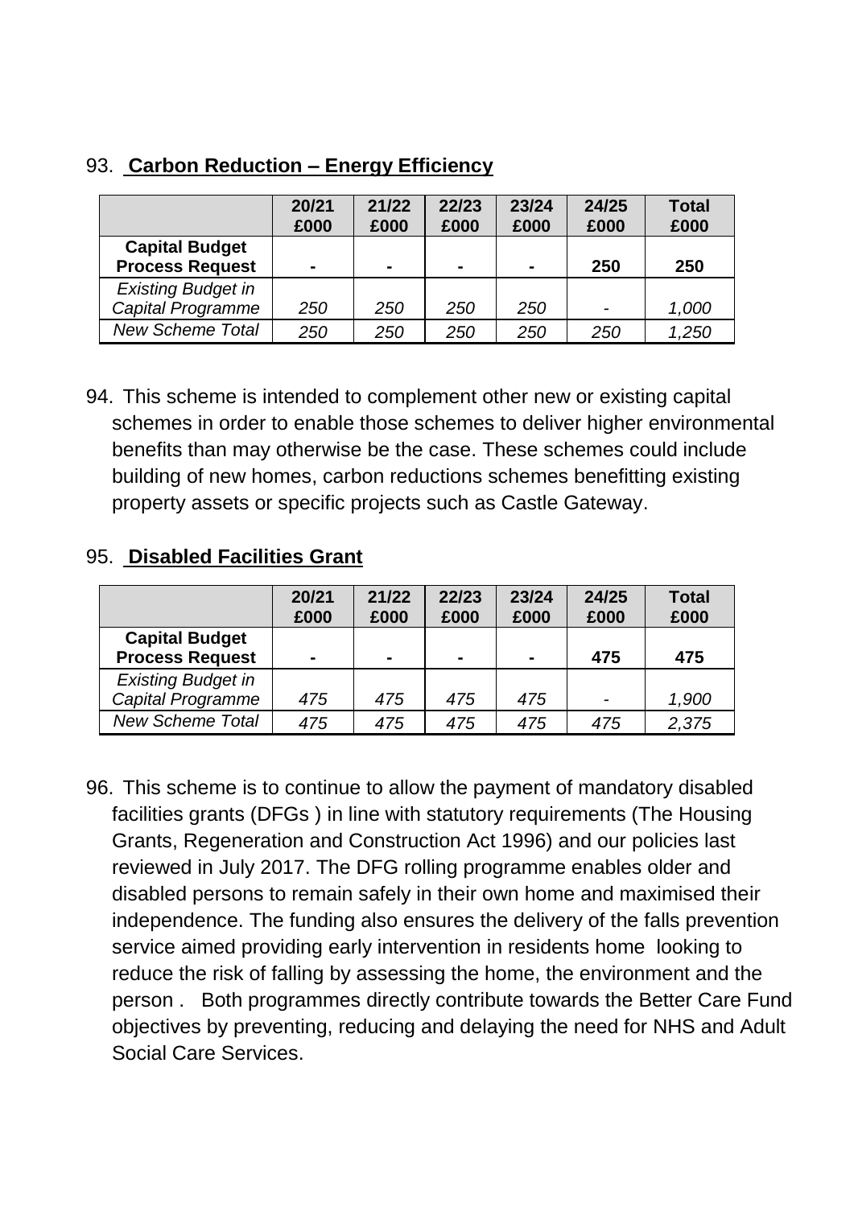93. **Carbon Reduction – Energy Efficiency**

| | 20/21 £000 | 21/22 £000 | 22/23 £000 | 23/24 £000 | 24/25 £000 | Total £000 |
|---|---|---|---|---|---|---|
| **Capital Budget Process Request** | **-** | **-** | **-** | **-** | **250** | **250** |
| *Existing Budget in Capital Programme* | *250* | *250* | *250* | *250* | *-* | *1,000* |
| *New Scheme Total* | *250* | *250* | *250* | *250* | *250* | *1,250* |

94. This scheme is intended to complement other new or existing capital schemes in order to enable those schemes to deliver higher environmental benefits than may otherwise be the case. These schemes could include building of new homes, carbon reductions schemes benefitting existing property assets or specific projects such as Castle Gateway.

95. **Disabled Facilities Grant**

| | 20/21 £000 | 21/22 £000 | 22/23 £000 | 23/24 £000 | 24/25 £000 | Total £000 |
|---|---|---|---|---|---|---|
| **Capital Budget Process Request** | **-** | **-** | **-** | **-** | **475** | **475** |
| *Existing Budget in Capital Programme* | *475* | *475* | *475* | *475* | *-* | *1,900* |
| *New Scheme Total* | *475* | *475* | *475* | *475* | *475* | *2,375* |

96. This scheme is to continue to allow the payment of mandatory disabled facilities grants (DFGs ) in line with statutory requirements (The Housing Grants, Regeneration and Construction Act 1996) and our policies last reviewed in July 2017. The DFG rolling programme enables older and disabled persons to remain safely in their own home and maximised their independence. The funding also ensures the delivery of the falls prevention service aimed providing early intervention in residents home looking to reduce the risk of falling by assessing the home, the environment and the person . Both programmes directly contribute towards the Better Care Fund objectives by preventing, reducing and delaying the need for NHS and Adult Social Care Services.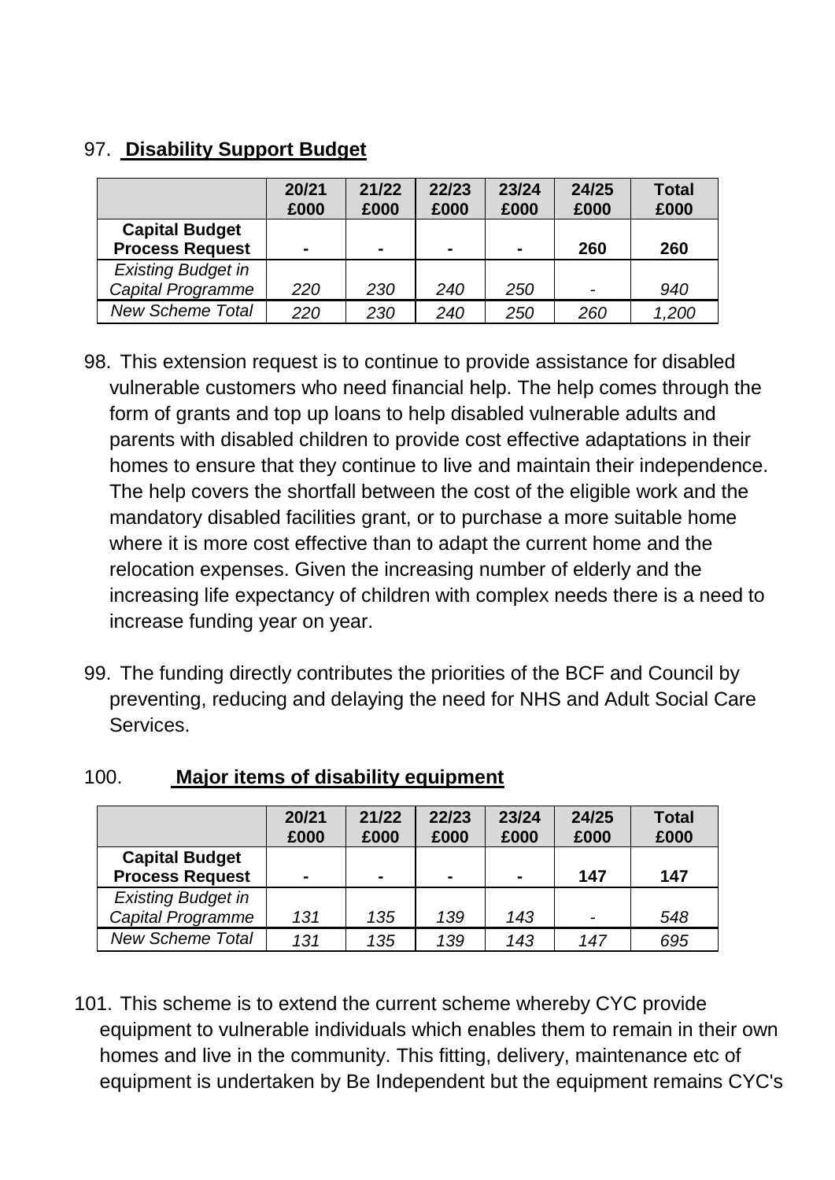97. **Disability Support Budget**

| | 20/21 £000 | 21/22 £000 | 22/23 £000 | 23/24 £000 | 24/25 £000 | Total £000 |
|---|---|---|---|---|---|---|
| **Capital Budget Process Request** | **-** | **-** | **-** | **-** | **260** | **260** |
| *Existing Budget in Capital Programme* | *220* | *230* | *240* | *250* | *-* | *940* |
| *New Scheme Total* | *220* | *230* | *240* | *250* | *260* | *1,200* |

98. This extension request is to continue to provide assistance for disabled vulnerable customers who need financial help. The help comes through the form of grants and top up loans to help disabled vulnerable adults and parents with disabled children to provide cost effective adaptations in their homes to ensure that they continue to live and maintain their independence. The help covers the shortfall between the cost of the eligible work and the mandatory disabled facilities grant, or to purchase a more suitable home where it is more cost effective than to adapt the current home and the relocation expenses. Given the increasing number of elderly and the increasing life expectancy of children with complex needs there is a need to increase funding year on year.

99. The funding directly contributes the priorities of the BCF and Council by preventing, reducing and delaying the need for NHS and Adult Social Care Services.

100. **Major items of disability equipment**

| | 20/21 £000 | 21/22 £000 | 22/23 £000 | 23/24 £000 | 24/25 £000 | Total £000 |
|---|---|---|---|---|---|---|
| **Capital Budget Process Request** | **-** | **-** | **-** | **-** | **147** | **147** |
| *Existing Budget in Capital Programme* | *131* | *135* | *139* | *143* | *-* | *548* |
| *New Scheme Total* | *131* | *135* | *139* | *143* | *147* | *695* |

101. This scheme is to extend the current scheme whereby CYC provide equipment to vulnerable individuals which enables them to remain in their own homes and live in the community. This fitting, delivery, maintenance etc of equipment is undertaken by Be Independent but the equipment remains CYC's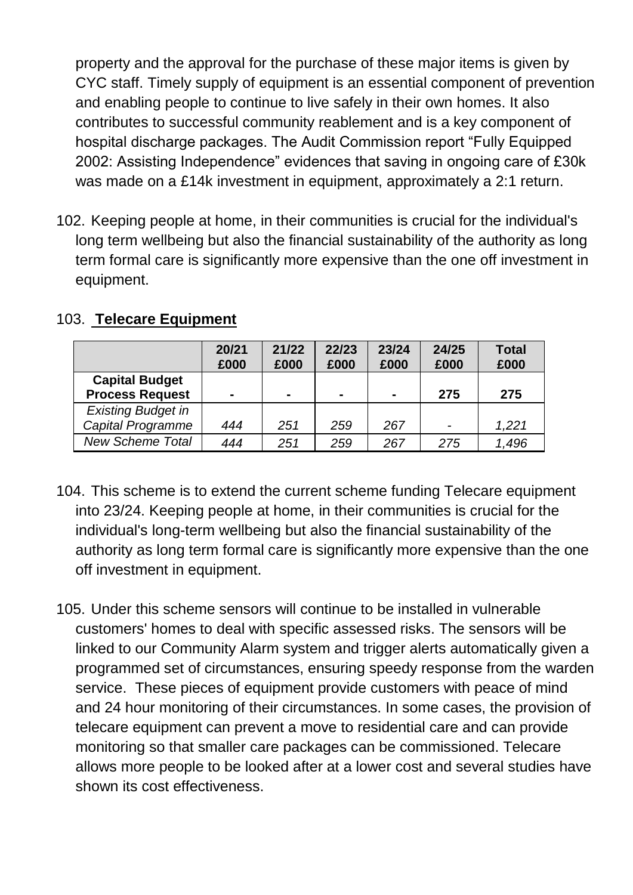property and the approval for the purchase of these major items is given by CYC staff. Timely supply of equipment is an essential component of prevention and enabling people to continue to live safely in their own homes. It also contributes to successful community reablement and is a key component of hospital discharge packages. The Audit Commission report "Fully Equipped 2002: Assisting Independence" evidences that saving in ongoing care of £30k was made on a £14k investment in equipment, approximately a 2:1 return.

102. Keeping people at home, in their communities is crucial for the individual's long term wellbeing but also the financial sustainability of the authority as long term formal care is significantly more expensive than the one off investment in equipment.

103. **Telecare Equipment**

| | 20/21 £000 | 21/22 £000 | 22/23 £000 | 23/24 £000 | 24/25 £000 | Total £000 |
|---|---|---|---|---|---|---|
| **Capital Budget Process Request** | **-** | **-** | **-** | **-** | **275** | **275** |
| *Existing Budget in Capital Programme* | *444* | *251* | *259* | *267* | *-* | *1,221* |
| *New Scheme Total* | *444* | *251* | *259* | *267* | *275* | *1,496* |

104. This scheme is to extend the current scheme funding Telecare equipment into 23/24. Keeping people at home, in their communities is crucial for the individual's long-term wellbeing but also the financial sustainability of the authority as long term formal care is significantly more expensive than the one off investment in equipment.

105. Under this scheme sensors will continue to be installed in vulnerable customers' homes to deal with specific assessed risks. The sensors will be linked to our Community Alarm system and trigger alerts automatically given a programmed set of circumstances, ensuring speedy response from the warden service. These pieces of equipment provide customers with peace of mind and 24 hour monitoring of their circumstances. In some cases, the provision of telecare equipment can prevent a move to residential care and can provide monitoring so that smaller care packages can be commissioned. Telecare allows more people to be looked after at a lower cost and several studies have shown its cost effectiveness.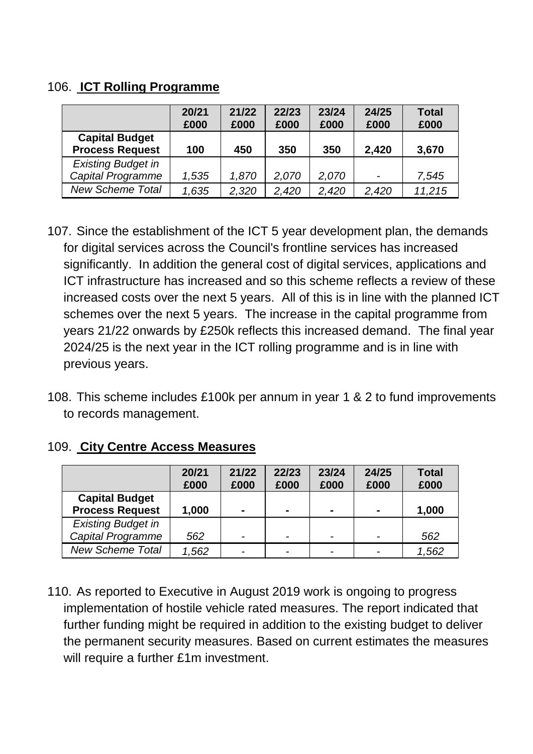106. **ICT Rolling Programme**

| | 20/21 £000 | 21/22 £000 | 22/23 £000 | 23/24 £000 | 24/25 £000 | Total £000 |
|---|---|---|---|---|---|---|
| **Capital Budget Process Request** | **100** | **450** | **350** | **350** | **2,420** | **3,670** |
| *Existing Budget in Capital Programme* | *1,535* | *1,870* | *2,070* | *2,070* | *-* | *7,545* |
| *New Scheme Total* | *1,635* | *2,320* | *2,420* | *2,420* | *2,420* | *11,215* |

107. Since the establishment of the ICT 5 year development plan, the demands for digital services across the Council's frontline services has increased significantly. In addition the general cost of digital services, applications and ICT infrastructure has increased and so this scheme reflects a review of these increased costs over the next 5 years. All of this is in line with the planned ICT schemes over the next 5 years. The increase in the capital programme from years 21/22 onwards by £250k reflects this increased demand. The final year 2024/25 is the next year in the ICT rolling programme and is in line with previous years.

108. This scheme includes £100k per annum in year 1 & 2 to fund improvements to records management.

109. **City Centre Access Measures**

| | 20/21 £000 | 21/22 £000 | 22/23 £000 | 23/24 £000 | 24/25 £000 | Total £000 |
|---|---|---|---|---|---|---|
| **Capital Budget Process Request** | **1,000** | **-** | **-** | **-** | **-** | **1,000** |
| *Existing Budget in Capital Programme* | *562* | *-* | *-* | *-* | *-* | *562* |
| *New Scheme Total* | *1,562* | *-* | *-* | *-* | *-* | *1,562* |

110. As reported to Executive in August 2019 work is ongoing to progress implementation of hostile vehicle rated measures. The report indicated that further funding might be required in addition to the existing budget to deliver the permanent security measures. Based on current estimates the measures will require a further £1m investment.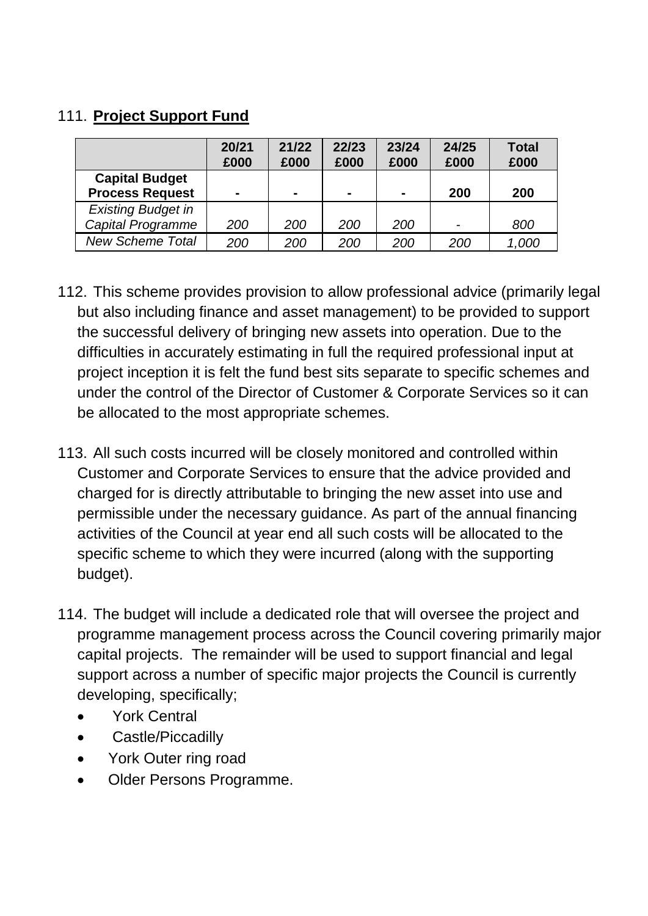111. **Project Support Fund**

| | 20/21 £000 | 21/22 £000 | 22/23 £000 | 23/24 £000 | 24/25 £000 | Total £000 |
|---|---|---|---|---|---|---|
| **Capital Budget Process Request** | **-** | **-** | **-** | **-** | **200** | **200** |
| *Existing Budget in Capital Programme* | *200* | *200* | *200* | *200* | *-* | *800* |
| *New Scheme Total* | *200* | *200* | *200* | *200* | *200* | *1,000* |

112. This scheme provides provision to allow professional advice (primarily legal but also including finance and asset management) to be provided to support the successful delivery of bringing new assets into operation. Due to the difficulties in accurately estimating in full the required professional input at project inception it is felt the fund best sits separate to specific schemes and under the control of the Director of Customer & Corporate Services so it can be allocated to the most appropriate schemes.

113. All such costs incurred will be closely monitored and controlled within Customer and Corporate Services to ensure that the advice provided and charged for is directly attributable to bringing the new asset into use and permissible under the necessary guidance. As part of the annual financing activities of the Council at year end all such costs will be allocated to the specific scheme to which they were incurred (along with the supporting budget).

114. The budget will include a dedicated role that will oversee the project and programme management process across the Council covering primarily major capital projects. The remainder will be used to support financial and legal support across a number of specific major projects the Council is currently developing, specifically;

- York Central
- Castle/Piccadilly
- York Outer ring road
- Older Persons Programme.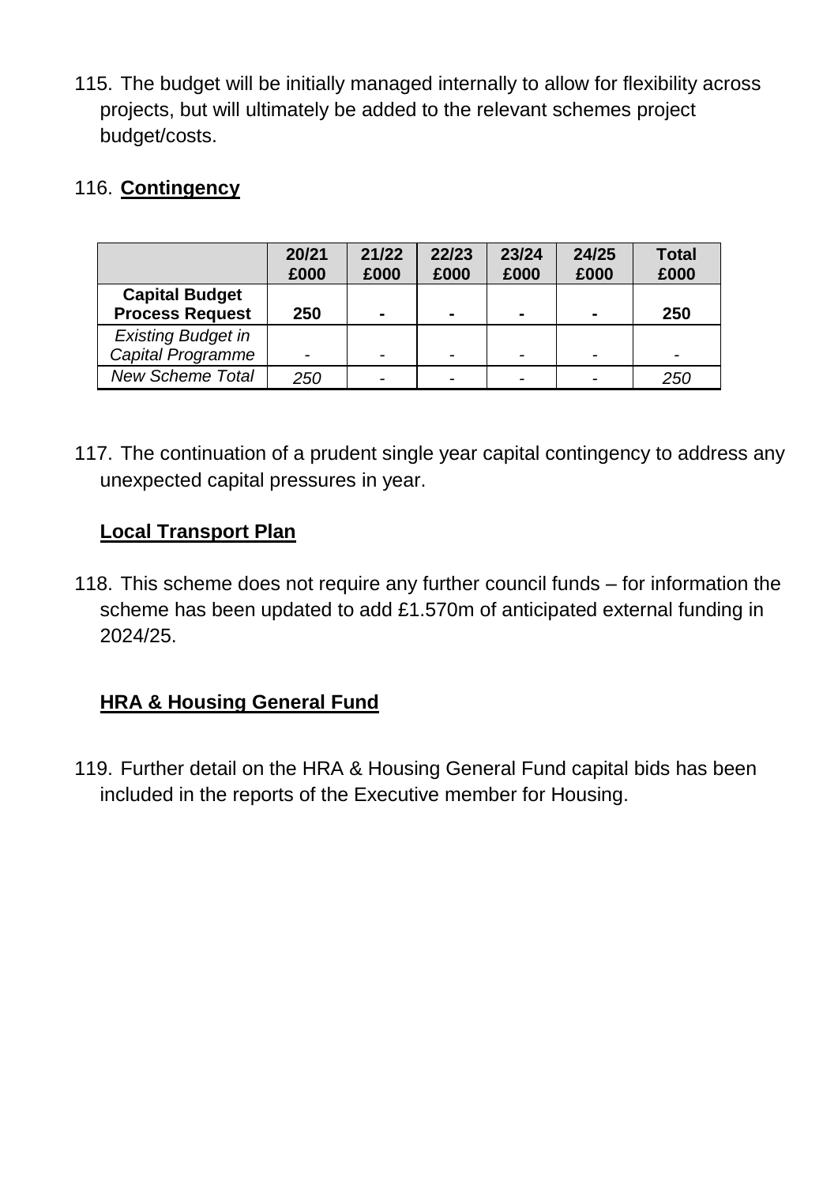115. The budget will be initially managed internally to allow for flexibility across projects, but will ultimately be added to the relevant schemes project budget/costs.

116. **Contingency**

| | 20/21 £000 | 21/22 £000 | 22/23 £000 | 23/24 £000 | 24/25 £000 | Total £000 |
|---|---|---|---|---|---|---|
| **Capital Budget Process Request** | **250** | **-** | **-** | **-** | **-** | **250** |
| *Existing Budget in Capital Programme* | *-* | *-* | *-* | *-* | *-* | *-* |
| *New Scheme Total* | *250* | *-* | *-* | *-* | *-* | *250* |

117. The continuation of a prudent single year capital contingency to address any unexpected capital pressures in year.

**Local Transport Plan**

118. This scheme does not require any further council funds – for information the scheme has been updated to add £1.570m of anticipated external funding in 2024/25.

**HRA & Housing General Fund**

119. Further detail on the HRA & Housing General Fund capital bids has been included in the reports of the Executive member for Housing.